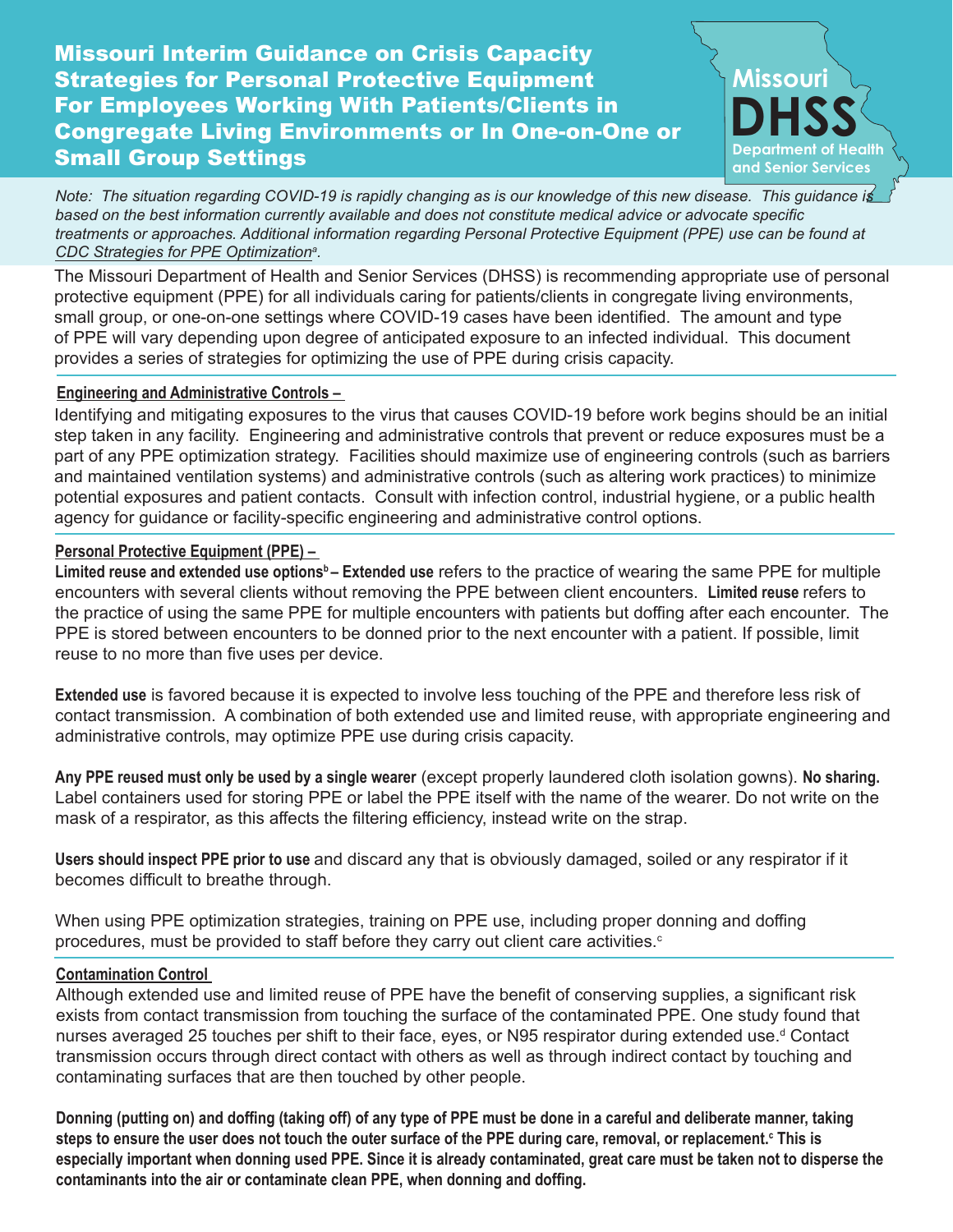# Missouri Interim Guidance on Crisis Capacity Strategies for Personal Protective Equipment For Employees Working With Patients/Clients in Congregate Living Environments or In One-on-One or Small Group Settings

Missouri DHSS Department of Health and Senior Services

*Note: The situation regarding COVID-19 is rapidly changing as is our knowledge of this new disease. This guidance is based on the best information currently available and does not constitute medical advice or advocate specific treatments or approaches. Additional information regarding Personal Protective Equipment (PPE) use can be found at CDC Strategies for PPE Optimization[a].*

The Missouri Department of Health and Senior Services (DHSS) is recommending appropriate use of personal protective equipment (PPE) for all individuals caring for patients/clients in congregate living environments, small group, or one-on-one settings where COVID-19 cases have been identified. The amount and type of PPE will vary depending upon degree of anticipated exposure to an infected individual. This document provides a series of strategies for optimizing the use of PPE during crisis capacity.

## Engineering and Administrative Controls –

Identifying and mitigating exposures to the virus that causes COVID-19 before work begins should be an initial step taken in any facility. Engineering and administrative controls that prevent or reduce exposures must be a part of any PPE optimization strategy. Facilities should maximize use of engineering controls (such as barriers and maintained ventilation systems) and administrative controls (such as altering work practices) to minimize potential exposures and patient contacts. Consult with infection control, industrial hygiene, or a public health agency for guidance or facility-specific engineering and administrative control options.

## Personal Protective Equipment (PPE) –

**Limited reuse and extended use options[b] – Extended use** refers to the practice of wearing the same PPE for multiple encounters with several clients without removing the PPE between client encounters. **Limited reuse** refers to the practice of using the same PPE for multiple encounters with patients but doffing after each encounter. The PPE is stored between encounters to be donned prior to the next encounter with a patient. If possible, limit reuse to no more than five uses per device.

**Extended use** is favored because it is expected to involve less touching of the PPE and therefore less risk of contact transmission. A combination of both extended use and limited reuse, with appropriate engineering and administrative controls, may optimize PPE use during crisis capacity.

**Any PPE reused must only be used by a single wearer** (except properly laundered cloth isolation gowns). **No sharing.** Label containers used for storing PPE or label the PPE itself with the name of the wearer. Do not write on the mask of a respirator, as this affects the filtering efficiency, instead write on the strap.

**Users should inspect PPE prior to use** and discard any that is obviously damaged, soiled or any respirator if it becomes difficult to breathe through.

When using PPE optimization strategies, training on PPE use, including proper donning and doffing procedures, must be provided to staff before they carry out client care activities.[c]

## Contamination Control

Although extended use and limited reuse of PPE have the benefit of conserving supplies, a significant risk exists from contact transmission from touching the surface of the contaminated PPE. One study found that nurses averaged 25 touches per shift to their face, eyes, or N95 respirator during extended use.[d] Contact transmission occurs through direct contact with others as well as through indirect contact by touching and contaminating surfaces that are then touched by other people.

**Donning (putting on) and doffing (taking off) of any type of PPE must be done in a careful and deliberate manner, taking steps to ensure the user does not touch the outer surface of the PPE during care, removal, or replacement.[c] This is especially important when donning used PPE. Since it is already contaminated, great care must be taken not to disperse the contaminants into the air or contaminate clean PPE, when donning and doffing.**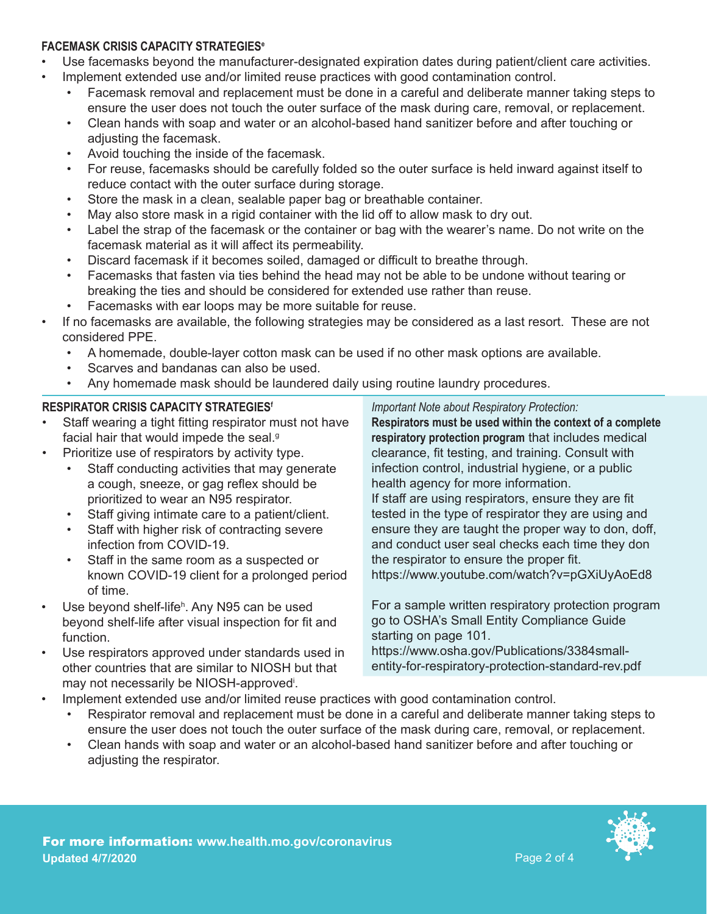### FACEMASK CRISIS CAPACITY STRATEGIES[e]

- Use facemasks beyond the manufacturer-designated expiration dates during patient/client care activities.
- Implement extended use and/or limited reuse practices with good contamination control.
  - Facemask removal and replacement must be done in a careful and deliberate manner taking steps to ensure the user does not touch the outer surface of the mask during care, removal, or replacement.
  - Clean hands with soap and water or an alcohol-based hand sanitizer before and after touching or adjusting the facemask.
  - Avoid touching the inside of the facemask.
  - For reuse, facemasks should be carefully folded so the outer surface is held inward against itself to reduce contact with the outer surface during storage.
  - Store the mask in a clean, sealable paper bag or breathable container.
  - May also store mask in a rigid container with the lid off to allow mask to dry out.
  - Label the strap of the facemask or the container or bag with the wearer's name. Do not write on the facemask material as it will affect its permeability.
  - Discard facemask if it becomes soiled, damaged or difficult to breathe through.
  - Facemasks that fasten via ties behind the head may not be able to be undone without tearing or breaking the ties and should be considered for extended use rather than reuse.
  - Facemasks with ear loops may be more suitable for reuse.
- If no facemasks are available, the following strategies may be considered as a last resort. These are not considered PPE.
  - A homemade, double-layer cotton mask can be used if no other mask options are available.
  - Scarves and bandanas can also be used.
  - Any homemade mask should be laundered daily using routine laundry procedures.

### RESPIRATOR CRISIS CAPACITY STRATEGIES[f]

- Staff wearing a tight fitting respirator must not have facial hair that would impede the seal.[g]
- Prioritize use of respirators by activity type.
  - Staff conducting activities that may generate a cough, sneeze, or gag reflex should be prioritized to wear an N95 respirator.
  - Staff giving intimate care to a patient/client.
  - Staff with higher risk of contracting severe infection from COVID-19.
  - Staff in the same room as a suspected or known COVID-19 client for a prolonged period of time.
- Use beyond shelf-life[h]. Any N95 can be used beyond shelf-life after visual inspection for fit and function.
- Use respirators approved under standards used in other countries that are similar to NIOSH but that may not necessarily be NIOSH-approved[i].
- Implement extended use and/or limited reuse practices with good contamination control.
  - Respirator removal and replacement must be done in a careful and deliberate manner taking steps to ensure the user does not touch the outer surface of the mask during care, removal, or replacement.
  - Clean hands with soap and water or an alcohol-based hand sanitizer before and after touching or adjusting the respirator.

*Important Note about Respiratory Protection:*

**Respirators must be used within the context of a complete respiratory protection program** that includes medical clearance, fit testing, and training. Consult with infection control, industrial hygiene, or a public health agency for more information.
If staff are using respirators, ensure they are fit tested in the type of respirator they are using and ensure they are taught the proper way to don, doff, and conduct user seal checks each time they don the respirator to ensure the proper fit.
https://www.youtube.com/watch?v=pGXiUyAoEd8

For a sample written respiratory protection program go to OSHA's Small Entity Compliance Guide starting on page 101.
https://www.osha.gov/Publications/3384small-entity-for-respiratory-protection-standard-rev.pdf

**For more information: www.health.mo.gov/coronavirus**
**Updated 4/7/2020**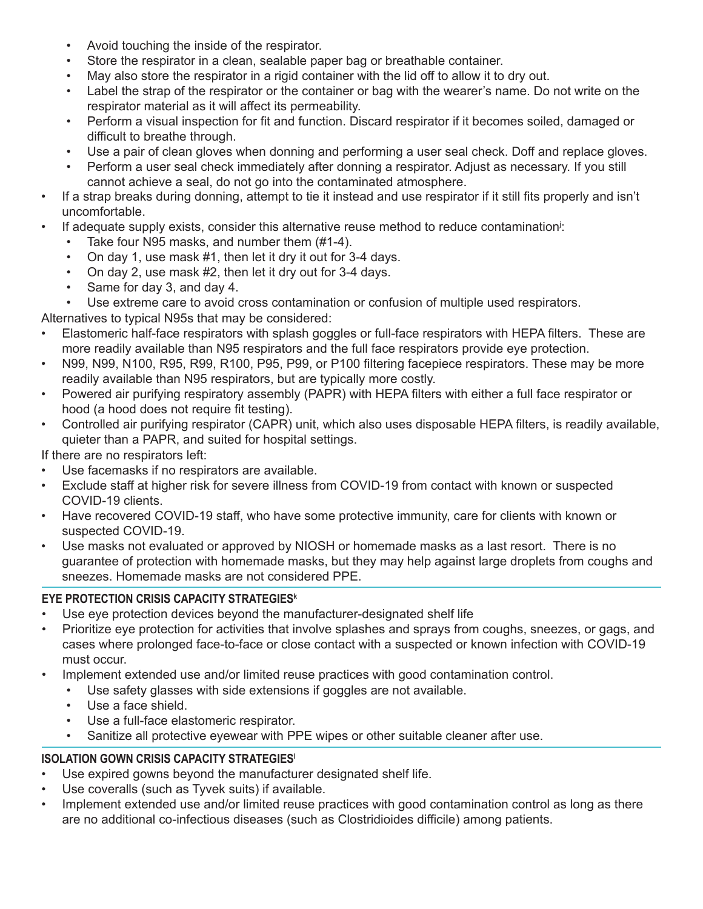- Avoid touching the inside of the respirator.
    - Store the respirator in a clean, sealable paper bag or breathable container.
    - May also store the respirator in a rigid container with the lid off to allow it to dry out.
    - Label the strap of the respirator or the container or bag with the wearer's name. Do not write on the respirator material as it will affect its permeability.
    - Perform a visual inspection for fit and function. Discard respirator if it becomes soiled, damaged or difficult to breathe through.
    - Use a pair of clean gloves when donning and performing a user seal check. Doff and replace gloves.
    - Perform a user seal check immediately after donning a respirator. Adjust as necessary. If you still cannot achieve a seal, do not go into the contaminated atmosphere.
- If a strap breaks during donning, attempt to tie it instead and use respirator if it still fits properly and isn't uncomfortable.
- If adequate supply exists, consider this alternative reuse method to reduce contamination[j]:
    - Take four N95 masks, and number them (#1-4).
    - On day 1, use mask #1, then let it dry it out for 3-4 days.
    - On day 2, use mask #2, then let it dry out for 3-4 days.
    - Same for day 3, and day 4.
    - Use extreme care to avoid cross contamination or confusion of multiple used respirators.

Alternatives to typical N95s that may be considered:

- Elastomeric half-face respirators with splash goggles or full-face respirators with HEPA filters. These are more readily available than N95 respirators and the full face respirators provide eye protection.
- N99, N99, N100, R95, R99, R100, P95, P99, or P100 filtering facepiece respirators. These may be more readily available than N95 respirators, but are typically more costly.
- Powered air purifying respiratory assembly (PAPR) with HEPA filters with either a full face respirator or hood (a hood does not require fit testing).
- Controlled air purifying respirator (CAPR) unit, which also uses disposable HEPA filters, is readily available, quieter than a PAPR, and suited for hospital settings.

If there are no respirators left:

- Use facemasks if no respirators are available.
- Exclude staff at higher risk for severe illness from COVID-19 from contact with known or suspected COVID-19 clients.
- Have recovered COVID-19 staff, who have some protective immunity, care for clients with known or suspected COVID-19.
- Use masks not evaluated or approved by NIOSH or homemade masks as a last resort. There is no guarantee of protection with homemade masks, but they may help against large droplets from coughs and sneezes. Homemade masks are not considered PPE.

## EYE PROTECTION CRISIS CAPACITY STRATEGIES[k]

- Use eye protection devices beyond the manufacturer-designated shelf life
- Prioritize eye protection for activities that involve splashes and sprays from coughs, sneezes, or gags, and cases where prolonged face-to-face or close contact with a suspected or known infection with COVID-19 must occur.
- Implement extended use and/or limited reuse practices with good contamination control.
    - Use safety glasses with side extensions if goggles are not available.
    - Use a face shield.
    - Use a full-face elastomeric respirator.
    - Sanitize all protective eyewear with PPE wipes or other suitable cleaner after use.

## ISOLATION GOWN CRISIS CAPACITY STRATEGIES[l]

- Use expired gowns beyond the manufacturer designated shelf life.
- Use coveralls (such as Tyvek suits) if available.
- Implement extended use and/or limited reuse practices with good contamination control as long as there are no additional co-infectious diseases (such as Clostridioides difficile) among patients.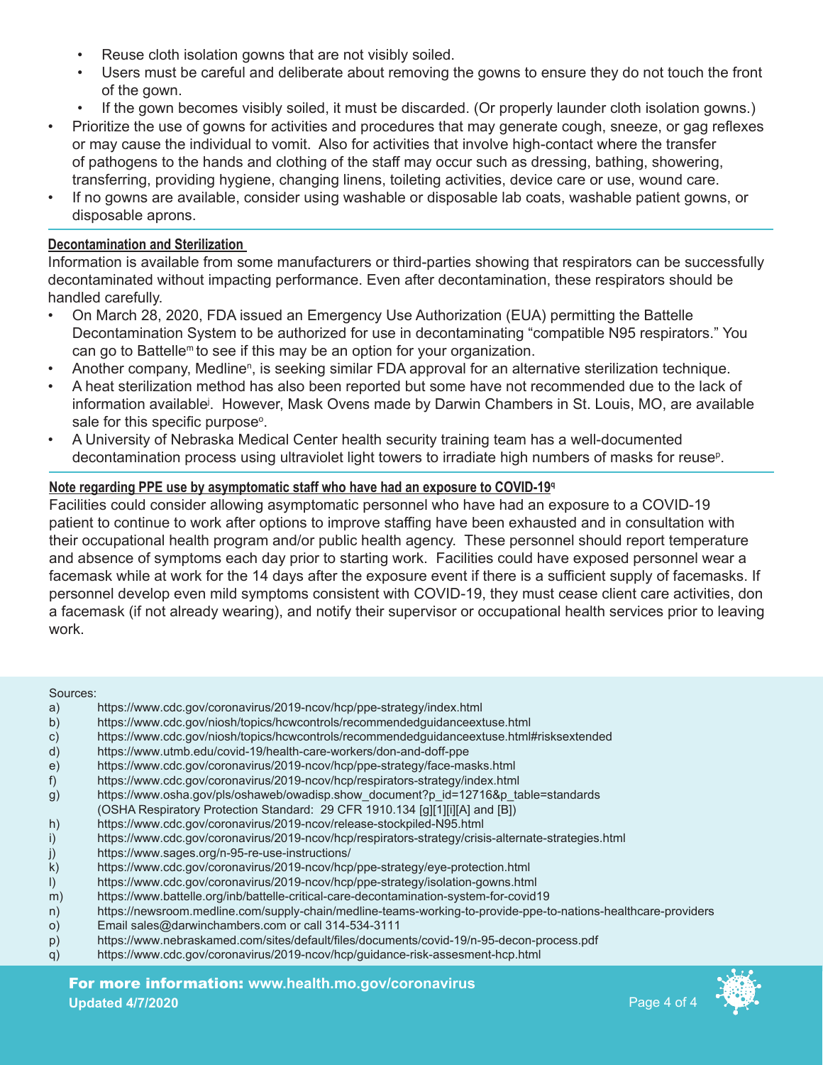- Reuse cloth isolation gowns that are not visibly soiled.
- Users must be careful and deliberate about removing the gowns to ensure they do not touch the front of the gown.
- If the gown becomes visibly soiled, it must be discarded. (Or properly launder cloth isolation gowns.)

- Prioritize the use of gowns for activities and procedures that may generate cough, sneeze, or gag reflexes or may cause the individual to vomit. Also for activities that involve high-contact where the transfer of pathogens to the hands and clothing of the staff may occur such as dressing, bathing, showering, transferring, providing hygiene, changing linens, toileting activities, device care or use, wound care.
- If no gowns are available, consider using washable or disposable lab coats, washable patient gowns, or disposable aprons.

## Decontamination and Sterilization

Information is available from some manufacturers or third-parties showing that respirators can be successfully decontaminated without impacting performance. Even after decontamination, these respirators should be handled carefully.

- On March 28, 2020, FDA issued an Emergency Use Authorization (EUA) permitting the Battelle Decontamination System to be authorized for use in decontaminating "compatible N95 respirators." You can go to Battelle[m] to see if this may be an option for your organization.
- Another company, Medline[n], is seeking similar FDA approval for an alternative sterilization technique.
- A heat sterilization method has also been reported but some have not recommended due to the lack of information available[j]. However, Mask Ovens made by Darwin Chambers in St. Louis, MO, are available sale for this specific purpose[o].
- A University of Nebraska Medical Center health security training team has a well-documented decontamination process using ultraviolet light towers to irradiate high numbers of masks for reuse[p].

## Note regarding PPE use by asymptomatic staff who have had an exposure to COVID-19[q]

Facilities could consider allowing asymptomatic personnel who have had an exposure to a COVID-19 patient to continue to work after options to improve staffing have been exhausted and in consultation with their occupational health program and/or public health agency. These personnel should report temperature and absence of symptoms each day prior to starting work. Facilities could have exposed personnel wear a facemask while at work for the 14 days after the exposure event if there is a sufficient supply of facemasks. If personnel develop even mild symptoms consistent with COVID-19, they must cease client care activities, don a facemask (if not already wearing), and notify their supervisor or occupational health services prior to leaving work.

Sources:

a) https://www.cdc.gov/coronavirus/2019-ncov/hcp/ppe-strategy/index.html
b) https://www.cdc.gov/niosh/topics/hcwcontrols/recommendedguidanceextuse.html
c) https://www.cdc.gov/niosh/topics/hcwcontrols/recommendedguidanceextuse.html#risksextended
d) https://www.utmb.edu/covid-19/health-care-workers/don-and-doff-ppe
e) https://www.cdc.gov/coronavirus/2019-ncov/hcp/ppe-strategy/face-masks.html
f) https://www.cdc.gov/coronavirus/2019-ncov/hcp/respirators-strategy/index.html
g) https://www.osha.gov/pls/oshaweb/owadisp.show_document?p_id=12716&p_table=standards (OSHA Respiratory Protection Standard: 29 CFR 1910.134 [g][1][i][A] and [B])
h) https://www.cdc.gov/coronavirus/2019-ncov/release-stockpiled-N95.html
i) https://www.cdc.gov/coronavirus/2019-ncov/hcp/respirators-strategy/crisis-alternate-strategies.html
j) https://www.sages.org/n-95-re-use-instructions/
k) https://www.cdc.gov/coronavirus/2019-ncov/hcp/ppe-strategy/eye-protection.html
l) https://www.cdc.gov/coronavirus/2019-ncov/hcp/ppe-strategy/isolation-gowns.html
m) https://www.battelle.org/inb/battelle-critical-care-decontamination-system-for-covid19
n) https://newsroom.medline.com/supply-chain/medline-teams-working-to-provide-ppe-to-nations-healthcare-providers
o) Email sales@darwinchambers.com or call 314-534-3111
p) https://www.nebraskamed.com/sites/default/files/documents/covid-19/n-95-decon-process.pdf
q) https://www.cdc.gov/coronavirus/2019-ncov/hcp/guidance-risk-assesment-hcp.html

**For more information:** www.health.mo.gov/coronavirus
**Updated 4/7/2020**